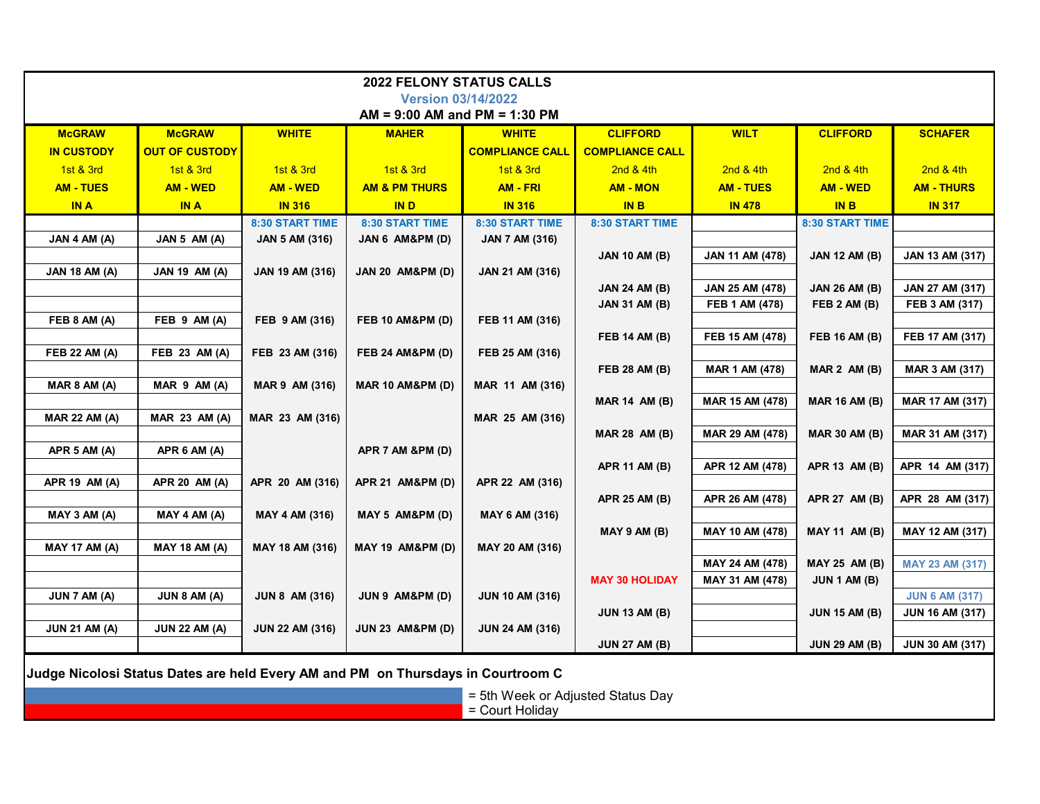# 2022 FELONY STATUS CALLS

**Version 03/14/2022**

**AM = 9:00 AM and PM = 1:30 PM**

| McGRAW IN CUSTODY 1st & 3rd AM - TUES IN A | McGRAW OUT OF CUSTODY 1st & 3rd AM - WED IN A | WHITE 1st & 3rd AM - WED IN 316 | MAHER 1st & 3rd AM & PM THURS IN D | WHITE COMPLIANCE CALL 1st & 3rd AM - FRI IN 316 | CLIFFORD COMPLIANCE CALL 2nd & 4th AM - MON IN B | WILT 2nd & 4th AM - TUES IN 478 | CLIFFORD 2nd & 4th AM - WED IN B | SCHAFER 2nd & 4th AM - THURS IN 317 |
|---|---|---|---|---|---|---|---|---|
| | | 8:30 START TIME | 8:30 START TIME | 8:30 START TIME | 8:30 START TIME | | 8:30 START TIME | |
| JAN 4 AM (A) | JAN 5 AM (A) | JAN 5 AM (316) | JAN 6 AM&PM (D) | JAN 7 AM (316) | | | | |
| | | | | | JAN 10 AM (B) | JAN 11 AM (478) | JAN 12 AM (B) | JAN 13 AM (317) |
| JAN 18 AM (A) | JAN 19 AM (A) | JAN 19 AM (316) | JAN 20 AM&PM (D) | JAN 21 AM (316) | | | | |
| | | | | | JAN 24 AM (B) | JAN 25 AM (478) | JAN 26 AM (B) | JAN 27 AM (317) |
| | | | | | JAN 31 AM (B) | FEB 1 AM (478) | FEB 2 AM (B) | FEB 3 AM (317) |
| FEB 8 AM (A) | FEB 9 AM (A) | FEB 9 AM (316) | FEB 10 AM&PM (D) | FEB 11 AM (316) | | | | |
| | | | | | FEB 14 AM (B) | FEB 15 AM (478) | FEB 16 AM (B) | FEB 17 AM (317) |
| FEB 22 AM (A) | FEB 23 AM (A) | FEB 23 AM (316) | FEB 24 AM&PM (D) | FEB 25 AM (316) | | | | |
| | | | | | FEB 28 AM (B) | MAR 1 AM (478) | MAR 2 AM (B) | MAR 3 AM (317) |
| MAR 8 AM (A) | MAR 9 AM (A) | MAR 9 AM (316) | MAR 10 AM&PM (D) | MAR 11 AM (316) | | | | |
| | | | | | MAR 14 AM (B) | MAR 15 AM (478) | MAR 16 AM (B) | MAR 17 AM (317) |
| MAR 22 AM (A) | MAR 23 AM (A) | MAR 23 AM (316) | | MAR 25 AM (316) | | | | |
| | | | | | MAR 28 AM (B) | MAR 29 AM (478) | MAR 30 AM (B) | MAR 31 AM (317) |
| APR 5 AM (A) | APR 6 AM (A) | | APR 7 AM &PM (D) | | | | | |
| | | | | | APR 11 AM (B) | APR 12 AM (478) | APR 13 AM (B) | APR 14 AM (317) |
| APR 19 AM (A) | APR 20 AM (A) | APR 20 AM (316) | APR 21 AM&PM (D) | APR 22 AM (316) | | | | |
| | | | | | APR 25 AM (B) | APR 26 AM (478) | APR 27 AM (B) | APR 28 AM (317) |
| MAY 3 AM (A) | MAY 4 AM (A) | MAY 4 AM (316) | MAY 5 AM&PM (D) | MAY 6 AM (316) | | | | |
| | | | | | MAY 9 AM (B) | MAY 10 AM (478) | MAY 11 AM (B) | MAY 12 AM (317) |
| MAY 17 AM (A) | MAY 18 AM (A) | MAY 18 AM (316) | MAY 19 AM&PM (D) | MAY 20 AM (316) | | | | |
| | | | | | | MAY 24 AM (478) | MAY 25 AM (B) | MAY 23 AM (317) |
| | | | | | MAY 30 HOLIDAY | MAY 31 AM (478) | JUN 1 AM (B) | |
| JUN 7 AM (A) | JUN 8 AM (A) | JUN 8 AM (316) | JUN 9 AM&PM (D) | JUN 10 AM (316) | | | | JUN 6 AM (317) |
| | | | | | JUN 13 AM (B) | | JUN 15 AM (B) | JUN 16 AM (317) |
| JUN 21 AM (A) | JUN 22 AM (A) | JUN 22 AM (316) | JUN 23 AM&PM (D) | JUN 24 AM (316) | | | | |
| | | | | | JUN 27 AM (B) | | JUN 29 AM (B) | JUN 30 AM (317) |

**Judge Nicolosi Status Dates are held Every AM and PM on Thursdays in Courtroom C**

= 5th Week or Adjusted Status Day

= Court Holiday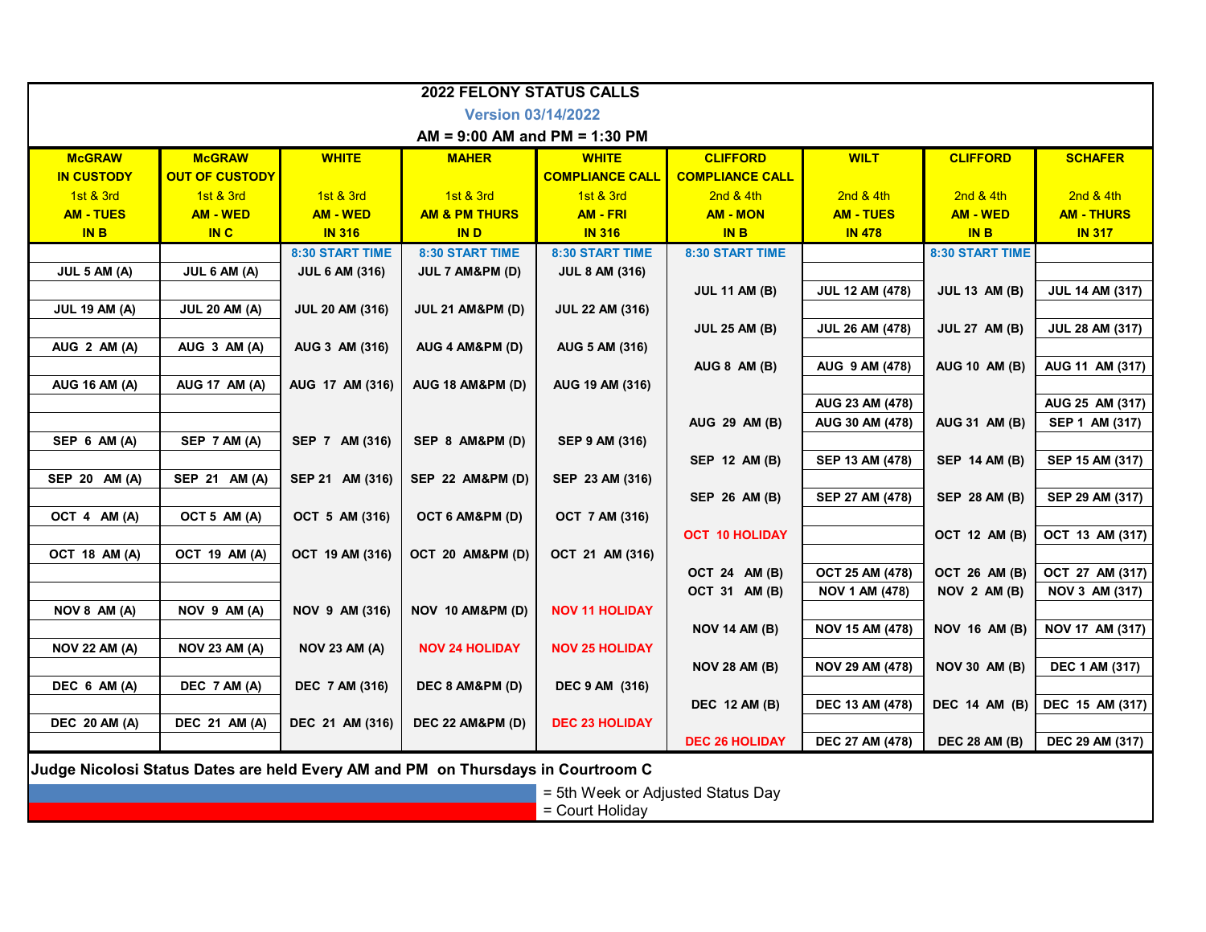# 2022 FELONY STATUS CALLS

**Version 03/14/2022**

**AM = 9:00 AM and PM = 1:30 PM**

| McGRAW IN CUSTODY 1st & 3rd AM - TUES IN B | McGRAW OUT OF CUSTODY 1st & 3rd AM - WED IN C | WHITE 1st & 3rd AM - WED IN 316 | MAHER 1st & 3rd AM & PM THURS IN D | WHITE COMPLIANCE CALL 1st & 3rd AM - FRI IN 316 | CLIFFORD COMPLIANCE CALL 2nd & 4th AM - MON IN B | WILT 2nd & 4th AM - TUES IN 478 | CLIFFORD 2nd & 4th AM - WED IN B | SCHAFER 2nd & 4th AM - THURS IN 317 |
|---|---|---|---|---|---|---|---|---|
| | | 8:30 START TIME | 8:30 START TIME | 8:30 START TIME | 8:30 START TIME | | 8:30 START TIME | |
| JUL 5 AM (A) | JUL 6 AM (A) | JUL 6 AM (316) | JUL 7 AM&PM (D) | JUL 8 AM (316) | | | | |
| | | | | | JUL 11 AM (B) | JUL 12 AM (478) | JUL 13 AM (B) | JUL 14 AM (317) |
| JUL 19 AM (A) | JUL 20 AM (A) | JUL 20 AM (316) | JUL 21 AM&PM (D) | JUL 22 AM (316) | | | | |
| | | | | | JUL 25 AM (B) | JUL 26 AM (478) | JUL 27 AM (B) | JUL 28 AM (317) |
| AUG 2 AM (A) | AUG 3 AM (A) | AUG 3 AM (316) | AUG 4 AM&PM (D) | AUG 5 AM (316) | | | | |
| | | | | | AUG 8 AM (B) | AUG 9 AM (478) | AUG 10 AM (B) | AUG 11 AM (317) |
| AUG 16 AM (A) | AUG 17 AM (A) | AUG 17 AM (316) | AUG 18 AM&PM (D) | AUG 19 AM (316) | | | | |
| | | | | | | AUG 23 AM (478) | | AUG 25 AM (317) |
| | | | | | AUG 29 AM (B) | AUG 30 AM (478) | AUG 31 AM (B) | SEP 1 AM (317) |
| SEP 6 AM (A) | SEP 7 AM (A) | SEP 7 AM (316) | SEP 8 AM&PM (D) | SEP 9 AM (316) | | | | |
| | | | | | SEP 12 AM (B) | SEP 13 AM (478) | SEP 14 AM (B) | SEP 15 AM (317) |
| SEP 20 AM (A) | SEP 21 AM (A) | SEP 21 AM (316) | SEP 22 AM&PM (D) | SEP 23 AM (316) | | | | |
| | | | | | SEP 26 AM (B) | SEP 27 AM (478) | SEP 28 AM (B) | SEP 29 AM (317) |
| OCT 4 AM (A) | OCT 5 AM (A) | OCT 5 AM (316) | OCT 6 AM&PM (D) | OCT 7 AM (316) | | | | |
| | | | | | OCT 10 HOLIDAY | | OCT 12 AM (B) | OCT 13 AM (317) |
| OCT 18 AM (A) | OCT 19 AM (A) | OCT 19 AM (316) | OCT 20 AM&PM (D) | OCT 21 AM (316) | | | | |
| | | | | | OCT 24 AM (B) | OCT 25 AM (478) | OCT 26 AM (B) | OCT 27 AM (317) |
| | | | | | OCT 31 AM (B) | NOV 1 AM (478) | NOV 2 AM (B) | NOV 3 AM (317) |
| NOV 8 AM (A) | NOV 9 AM (A) | NOV 9 AM (316) | NOV 10 AM&PM (D) | NOV 11 HOLIDAY | | | | |
| | | | | | NOV 14 AM (B) | NOV 15 AM (478) | NOV 16 AM (B) | NOV 17 AM (317) |
| NOV 22 AM (A) | NOV 23 AM (A) | NOV 23 AM (A) | NOV 24 HOLIDAY | NOV 25 HOLIDAY | | | | |
| | | | | | NOV 28 AM (B) | NOV 29 AM (478) | NOV 30 AM (B) | DEC 1 AM (317) |
| DEC 6 AM (A) | DEC 7 AM (A) | DEC 7 AM (316) | DEC 8 AM&PM (D) | DEC 9 AM (316) | | | | |
| | | | | | DEC 12 AM (B) | DEC 13 AM (478) | DEC 14 AM (B) | DEC 15 AM (317) |
| DEC 20 AM (A) | DEC 21 AM (A) | DEC 21 AM (316) | DEC 22 AM&PM (D) | DEC 23 HOLIDAY | | | | |
| | | | | | DEC 26 HOLIDAY | DEC 27 AM (478) | DEC 28 AM (B) | DEC 29 AM (317) |

**Judge Nicolosi Status Dates are held Every AM and PM on Thursdays in Courtroom C**

= 5th Week or Adjusted Status Day

= Court Holiday